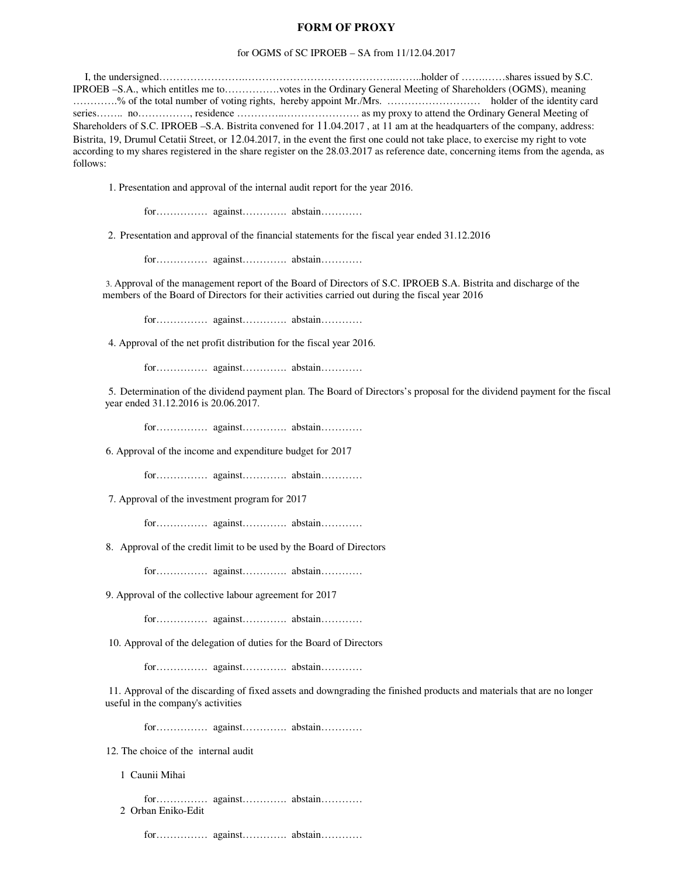# FORM OF PROXY

for OGMS of SC IPROEB – SA from 11/12.04.2017

I, the undersigned…………………….……………………………………..……..holder of ……..……shares issued by S.C. IPROEB –S.A., which entitles me to…………….votes in the Ordinary General Meeting of Shareholders (OGMS), meaning ………….% of the total number of voting rights, hereby appoint Mr./Mrs. ……………………… holder of the identity card series…….. no……………, residence …………..………………… as my proxy to attend the Ordinary General Meeting of Shareholders of S.C. IPROEB –S.A. Bistrita convened for 11.04.2017 , at 11 am at the headquarters of the company, address: Bistrita, 19, Drumul Cetatii Street, or 12.04.2017, in the event the first one could not take place, to exercise my right to vote according to my shares registered in the share register on the 28.03.2017 as reference date, concerning items from the agenda, as follows:

1. Presentation and approval of the internal audit report for the year 2016.

   for…………… against…………. abstain…………

2. Presentation and approval of the financial statements for the fiscal year ended 31.12.2016

   for…………… against…………. abstain…………

3. Approval of the management report of the Board of Directors of S.C. IPROEB S.A. Bistrita and discharge of the members of the Board of Directors for their activities carried out during the fiscal year 2016

   for…………… against…………. abstain…………

4. Approval of the net profit distribution for the fiscal year 2016.

   for…………… against…………. abstain…………

5. Determination of the dividend payment plan. The Board of Directors's proposal for the dividend payment for the fiscal year ended 31.12.2016 is 20.06.2017.

   for…………… against…………. abstain…………

6. Approval of the income and expenditure budget for 2017

   for…………… against…………. abstain…………

7. Approval of the investment program for 2017

   for…………… against…………. abstain…………

8. Approval of the credit limit to be used by the Board of Directors

   for…………… against…………. abstain…………

9. Approval of the collective labour agreement for 2017

   for…………… against…………. abstain…………

10. Approval of the delegation of duties for the Board of Directors

    for…………… against…………. abstain…………

11. Approval of the discarding of fixed assets and downgrading the finished products and materials that are no longer useful in the company's activities

    for…………… against…………. abstain…………

12. The choice of the internal audit

    1 Caunii Mihai

    for…………… against…………. abstain…………

    2 Orban Eniko-Edit

    for…………… against…………. abstain…………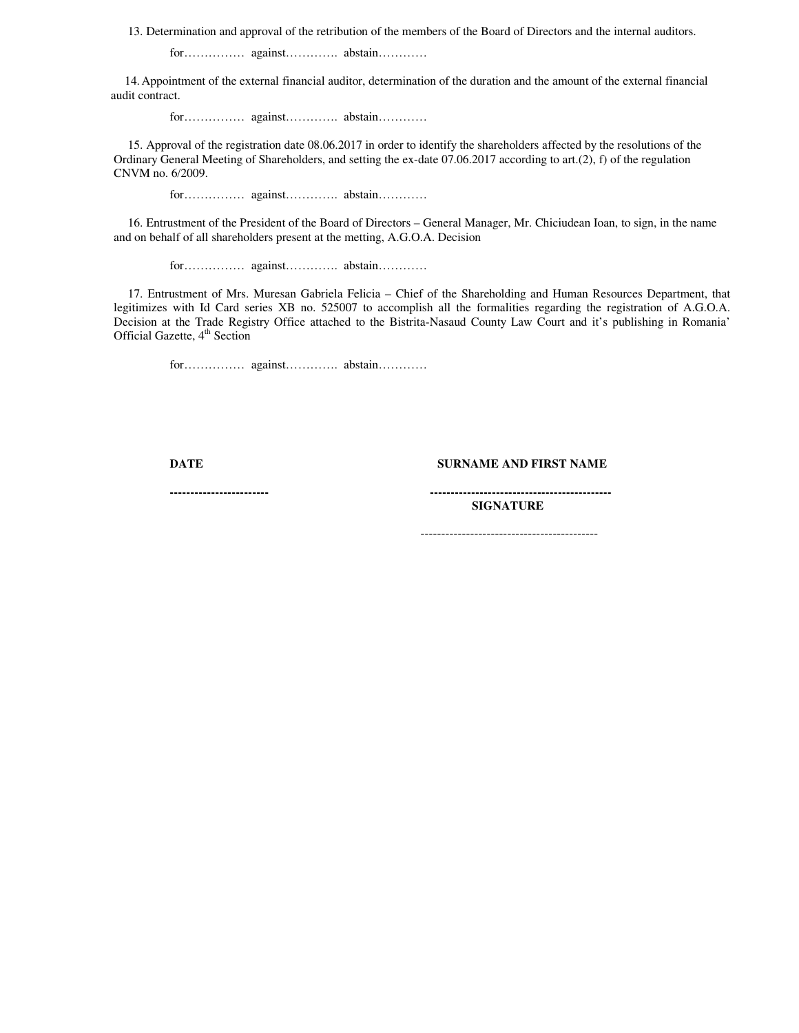13. Determination and approval of the retribution of the members of the Board of Directors and the internal auditors.

for…………… against…………. abstain…………

14. Appointment of the external financial auditor, determination of the duration and the amount of the external financial audit contract.

for…………… against…………. abstain…………

15. Approval of the registration date 08.06.2017 in order to identify the shareholders affected by the resolutions of the Ordinary General Meeting of Shareholders, and setting the ex-date 07.06.2017 according to art.(2), f) of the regulation CNVM no. 6/2009.

for…………… against…………. abstain…………

16. Entrustment of the President of the Board of Directors – General Manager, Mr. Chiciudean Ioan, to sign, in the name and on behalf of all shareholders present at the metting, A.G.O.A. Decision

for…………… against…………. abstain…………

17. Entrustment of Mrs. Muresan Gabriela Felicia – Chief of the Shareholding and Human Resources Department, that legitimizes with Id Card series XB no. 525007 to accomplish all the formalities regarding the registration of A.G.O.A. Decision at the Trade Registry Office attached to the Bistrita-Nasaud County Law Court and it's publishing in Romania' Official Gazette, 4th Section

for…………… against…………. abstain…………

**DATE**

**------------------------**

**SURNAME AND FIRST NAME**

**--------------------------------------------**

**SIGNATURE**

-------------------------------------------